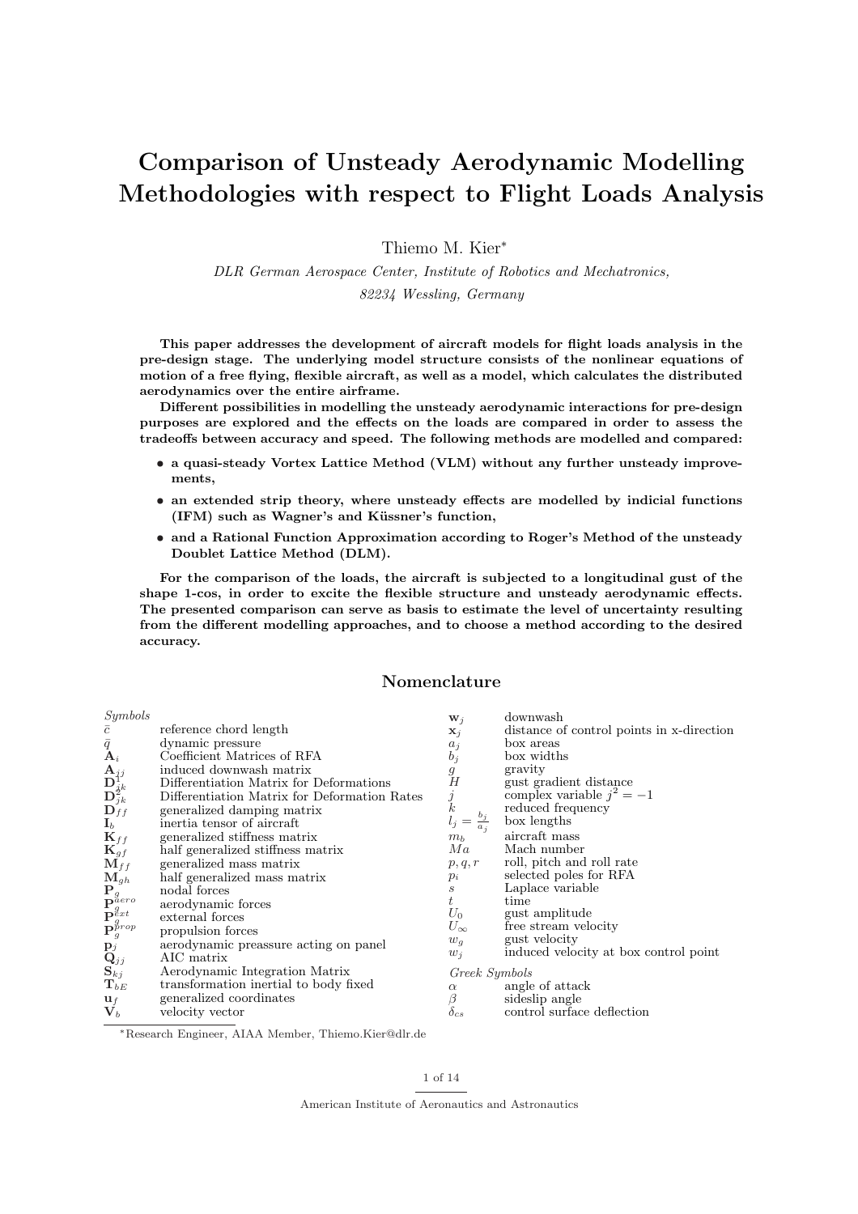# Comparison of Unsteady Aerodynamic Modelling Methodologies with respect to Flight Loads Analysis

Thiemo M. Kier*

*DLR German Aerospace Center, Institute of Robotics and Mechatronics,*
*82234 Wessling, Germany*

**This paper addresses the development of aircraft models for flight loads analysis in the pre-design stage. The underlying model structure consists of the nonlinear equations of motion of a free flying, flexible aircraft, as well as a model, which calculates the distributed aerodynamics over the entire airframe.**

**Different possibilities in modelling the unsteady aerodynamic interactions for pre-design purposes are explored and the effects on the loads are compared in order to assess the tradeoffs between accuracy and speed. The following methods are modelled and compared:**

- **a quasi-steady Vortex Lattice Method (VLM) without any further unsteady improvements,**
- **an extended strip theory, where unsteady effects are modelled by indicial functions (IFM) such as Wagner's and Küssner's function,**
- **and a Rational Function Approximation according to Roger's Method of the unsteady Doublet Lattice Method (DLM).**

**For the comparison of the loads, the aircraft is subjected to a longitudinal gust of the shape 1-cos, in order to excite the flexible structure and unsteady aerodynamic effects. The presented comparison can serve as basis to estimate the level of uncertainty resulting from the different modelling approaches, and to choose a method according to the desired accuracy.**

## Nomenclature

*Symbols*

| | |
|---|---|
| $\bar{c}$ | reference chord length |
| $\bar{q}$ | dynamic pressure |
| $\mathbf{A}_i$ | Coefficient Matrices of RFA |
| $\mathbf{A}_{jj}$ | induced downwash matrix |
| $\mathbf{D}^1_{jk}$ | Differentiation Matrix for Deformations |
| $\mathbf{D}^2_{jk}$ | Differentiation Matrix for Deformation Rates |
| $\mathbf{D}_{ff}$ | generalized damping matrix |
| $\mathbf{I}_b$ | inertia tensor of aircraft |
| $\mathbf{K}_{ff}$ | generalized stiffness matrix |
| $\mathbf{K}_{gf}$ | half generalized stiffness matrix |
| $\mathbf{M}_{ff}$ | generalized mass matrix |
| $\mathbf{M}_{gh}$ | half generalized mass matrix |
| $\mathbf{P}_g$ | nodal forces |
| $\mathbf{P}^{aero}_g$ | aerodynamic forces |
| $\mathbf{P}^{ext}_g$ | external forces |
| $\mathbf{P}^{prop}_g$ | propulsion forces |
| $\mathbf{p}_j$ | aerodynamic preassure acting on panel |
| $\mathbf{Q}_{jj}$ | AIC matrix |
| $\mathbf{S}_{kj}$ | Aerodynamic Integration Matrix |
| $\mathbf{T}_{bE}$ | transformation inertial to body fixed |
| $\mathbf{u}_f$ | generalized coordinates |
| $\mathbf{V}_b$ | velocity vector |
| $\mathbf{w}_j$ | downwash |
| $\mathbf{x}_j$ | distance of control points in x-direction |
| $a_j$ | box areas |
| $b_j$ | box widths |
| $g$ | gravity |
| $H$ | gust gradient distance |
| $j$ | complex variable $j^2 = -1$ |
| $k$ | reduced frequency |
| $l_j = \frac{b_j}{a_j}$ | box lengths |
| $m_b$ | aircraft mass |
| $Ma$ | Mach number |
| $p, q, r$ | roll, pitch and roll rate |
| $p_i$ | selected poles for RFA |
| $s$ | Laplace variable |
| $t$ | time |
| $U_0$ | gust amplitude |
| $U_\infty$ | free stream velocity |
| $w_g$ | gust velocity |
| $w_j$ | induced velocity at box control point |

*Greek Symbols*

| | |
|---|---|
| $\alpha$ | angle of attack |
| $\beta$ | sideslip angle |
| $\delta_{cs}$ | control surface deflection |

*Research Engineer, AIAA Member, Thiemo.Kier@dlr.de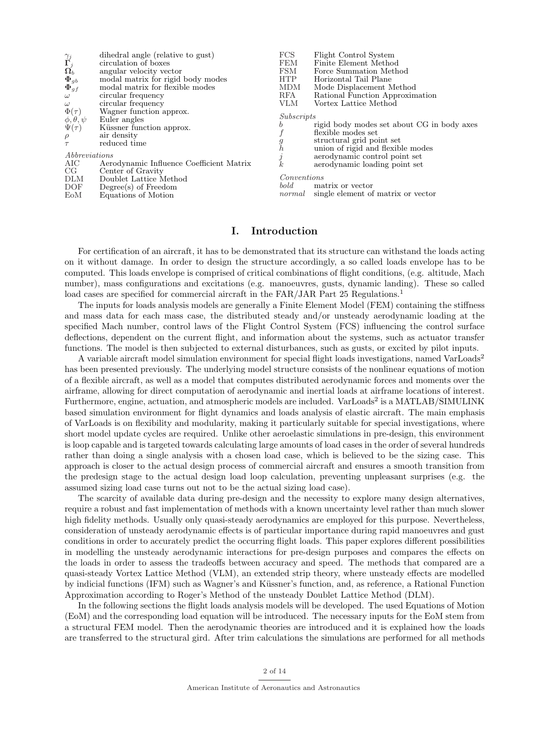| | |
|---|---|
| $\gamma_j$ | dihedral angle (relative to gust) |
| $\mathbf{\Gamma}_j$ | circulation of boxes |
| $\mathbf{\Omega}_b$ | angular velocity vector |
| $\mathbf{\Phi}_{gb}$ | modal matrix for rigid body modes |
| $\mathbf{\Phi}_{gf}$ | modal matrix for flexible modes |
| $\omega$ | circular frequency |
| $\omega$ | circular frequency |
| $\Phi(\tau)$ | Wagner function approx. |
| $\phi, \theta, \psi$ | Euler angles |
| $\Psi(\tau)$ | Küssner function approx. |
| $\rho$ | air density |
| $\tau$ | reduced time |

*Abbreviations*

| | |
|---|---|
| AIC | Aerodynamic Influence Coefficient Matrix |
| CG | Center of Gravity |
| DLM | Doublet Lattice Method |
| DOF | Degree(s) of Freedom |
| EoM | Equations of Motion |
| FCS | Flight Control System |
| FEM | Finite Element Method |
| FSM | Force Summation Method |
| HTP | Horizontal Tail Plane |
| MDM | Mode Displacement Method |
| RFA | Rational Function Approximation |
| VLM | Vortex Lattice Method |

*Subscripts*

| | |
|---|---|
| $b$ | rigid body modes set about CG in body axes |
| $f$ | flexible modes set |
| $g$ | structural grid point set |
| $h$ | union of rigid and flexible modes |
| $j$ | aerodynamic control point set |
| $k$ | aerodynamic loading point set |

*Conventions*

| | |
|---|---|
| *bold* | matrix or vector |
| *normal* | single element of matrix or vector |

# I. Introduction

For certification of an aircraft, it has to be demonstrated that its structure can withstand the loads acting on it without damage. In order to design the structure accordingly, a so called loads envelope has to be computed. This loads envelope is comprised of critical combinations of flight conditions, (e.g. altitude, Mach number), mass configurations and excitations (e.g. manoeuvres, gusts, dynamic landing). These so called load cases are specified for commercial aircraft in the FAR/JAR Part 25 Regulations.[1]

The inputs for loads analysis models are generally a Finite Element Model (FEM) containing the stiffness and mass data for each mass case, the distributed steady and/or unsteady aerodynamic loading at the specified Mach number, control laws of the Flight Control System (FCS) influencing the control surface deflections, dependent on the current flight, and information about the systems, such as actuator transfer functions. The model is then subjected to external disturbances, such as gusts, or excited by pilot inputs.

A variable aircraft model simulation environment for special flight loads investigations, named VarLoads[2] has been presented previously. The underlying model structure consists of the nonlinear equations of motion of a flexible aircraft, as well as a model that computes distributed aerodynamic forces and moments over the airframe, allowing for direct computation of aerodynamic and inertial loads at airframe locations of interest. Furthermore, engine, actuation, and atmospheric models are included. VarLoads[2] is a MATLAB/SIMULINK based simulation environment for flight dynamics and loads analysis of elastic aircraft. The main emphasis of VarLoads is on flexibility and modularity, making it particularly suitable for special investigations, where short model update cycles are required. Unlike other aeroelastic simulations in pre-design, this environment is loop capable and is targeted towards calculating large amounts of load cases in the order of several hundreds rather than doing a single analysis with a chosen load case, which is believed to be the sizing case. This approach is closer to the actual design process of commercial aircraft and ensures a smooth transition from the predesign stage to the actual design load loop calculation, preventing unpleasant surprises (e.g. the assumed sizing load case turns out not to be the actual sizing load case).

The scarcity of available data during pre-design and the necessity to explore many design alternatives, require a robust and fast implementation of methods with a known uncertainty level rather than much slower high fidelity methods. Usually only quasi-steady aerodynamics are employed for this purpose. Nevertheless, consideration of unsteady aerodynamic effects is of particular importance during rapid manoeuvres and gust conditions in order to accurately predict the occurring flight loads. This paper explores different possibilities in modelling the unsteady aerodynamic interactions for pre-design purposes and compares the effects on the loads in order to assess the tradeoffs between accuracy and speed. The methods that compared are a quasi-steady Vortex Lattice Method (VLM), an extended strip theory, where unsteady effects are modelled by indicial functions (IFM) such as Wagner's and Küssner's function, and, as reference, a Rational Function Approximation according to Roger's Method of the unsteady Doublet Lattice Method (DLM).

In the following sections the flight loads analysis models will be developed. The used Equations of Motion (EoM) and the corresponding load equation will be introduced. The necessary inputs for the EoM stem from a structural FEM model. Then the aerodynamic theories are introduced and it is explained how the loads are transferred to the structural gird. After trim calculations the simulations are performed for all methods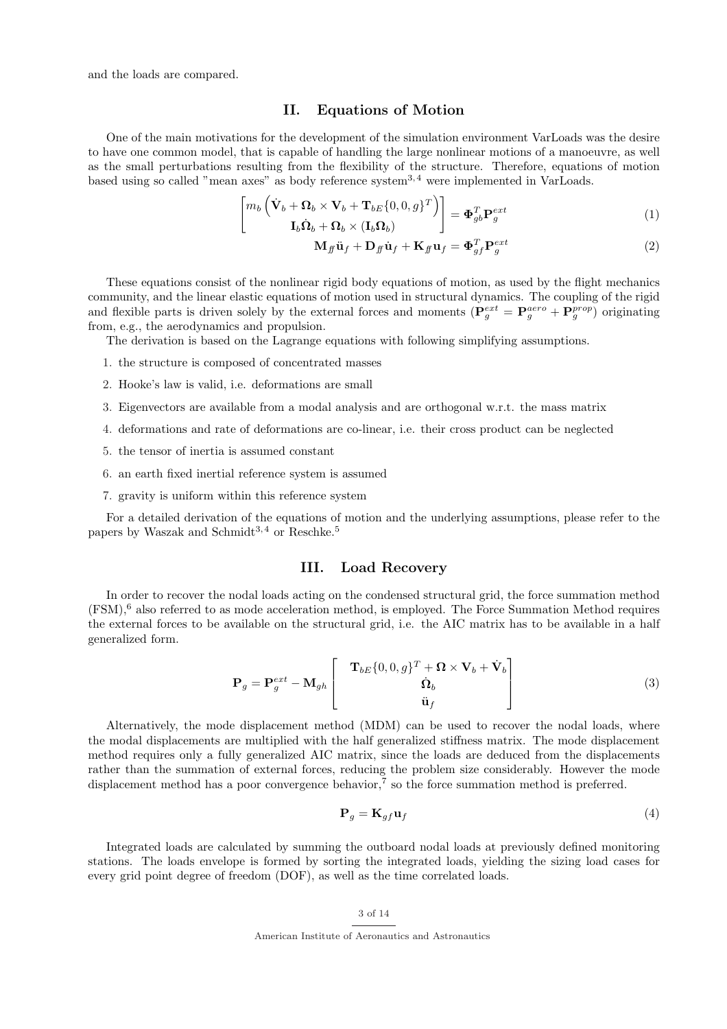and the loads are compared.

## II. Equations of Motion

One of the main motivations for the development of the simulation environment VarLoads was the desire to have one common model, that is capable of handling the large nonlinear motions of a manoeuvre, as well as the small perturbations resulting from the flexibility of the structure. Therefore, equations of motion based using so called "mean axes" as body reference system[3,4] were implemented in VarLoads.

$$\begin{bmatrix} m_b\left(\dot{\mathbf{V}}_b + \mathbf{\Omega}_b \times \mathbf{V}_b + \mathbf{T}_{bE}\{0,0,g\}^T\right) \\ \mathbf{I}_b\dot{\mathbf{\Omega}}_b + \mathbf{\Omega}_b \times (\mathbf{I}_b\mathbf{\Omega}_b) \end{bmatrix} = \mathbf{\Phi}_{gb}^T \mathbf{P}_g^{ext} \tag{1}$$

$$\mathbf{M}_{ff}\ddot{\mathbf{u}}_f + \mathbf{D}_{ff}\dot{\mathbf{u}}_f + \mathbf{K}_{ff}\mathbf{u}_f = \mathbf{\Phi}_{gf}^T \mathbf{P}_g^{ext} \tag{2}$$

These equations consist of the nonlinear rigid body equations of motion, as used by the flight mechanics community, and the linear elastic equations of motion used in structural dynamics. The coupling of the rigid and flexible parts is driven solely by the external forces and moments ($\mathbf{P}_g^{ext} = \mathbf{P}_g^{aero} + \mathbf{P}_g^{prop}$) originating from, e.g., the aerodynamics and propulsion.

The derivation is based on the Lagrange equations with following simplifying assumptions.

1. the structure is composed of concentrated masses
2. Hooke's law is valid, i.e. deformations are small
3. Eigenvectors are available from a modal analysis and are orthogonal w.r.t. the mass matrix
4. deformations and rate of deformations are co-linear, i.e. their cross product can be neglected
5. the tensor of inertia is assumed constant
6. an earth fixed inertial reference system is assumed
7. gravity is uniform within this reference system

For a detailed derivation of the equations of motion and the underlying assumptions, please refer to the papers by Waszak and Schmidt[3,4] or Reschke.[5]

## III. Load Recovery

In order to recover the nodal loads acting on the condensed structural grid, the force summation method (FSM),[6] also referred to as mode acceleration method, is employed. The Force Summation Method requires the external forces to be available on the structural grid, i.e. the AIC matrix has to be available in a half generalized form.

$$\mathbf{P}_g = \mathbf{P}_g^{ext} - \mathbf{M}_{gh} \begin{bmatrix} \mathbf{T}_{bE}\{0,0,g\}^T + \mathbf{\Omega} \times \mathbf{V}_b + \dot{\mathbf{V}}_b \\ \dot{\mathbf{\Omega}}_b \\ \ddot{\mathbf{u}}_f \end{bmatrix} \tag{3}$$

Alternatively, the mode displacement method (MDM) can be used to recover the nodal loads, where the modal displacements are multiplied with the half generalized stiffness matrix. The mode displacement method requires only a fully generalized AIC matrix, since the loads are deduced from the displacements rather than the summation of external forces, reducing the problem size considerably. However the mode displacement method has a poor convergence behavior,[7] so the force summation method is preferred.

$$\mathbf{P}_g = \mathbf{K}_{gf}\mathbf{u}_f \tag{4}$$

Integrated loads are calculated by summing the outboard nodal loads at previously defined monitoring stations. The loads envelope is formed by sorting the integrated loads, yielding the sizing load cases for every grid point degree of freedom (DOF), as well as the time correlated loads.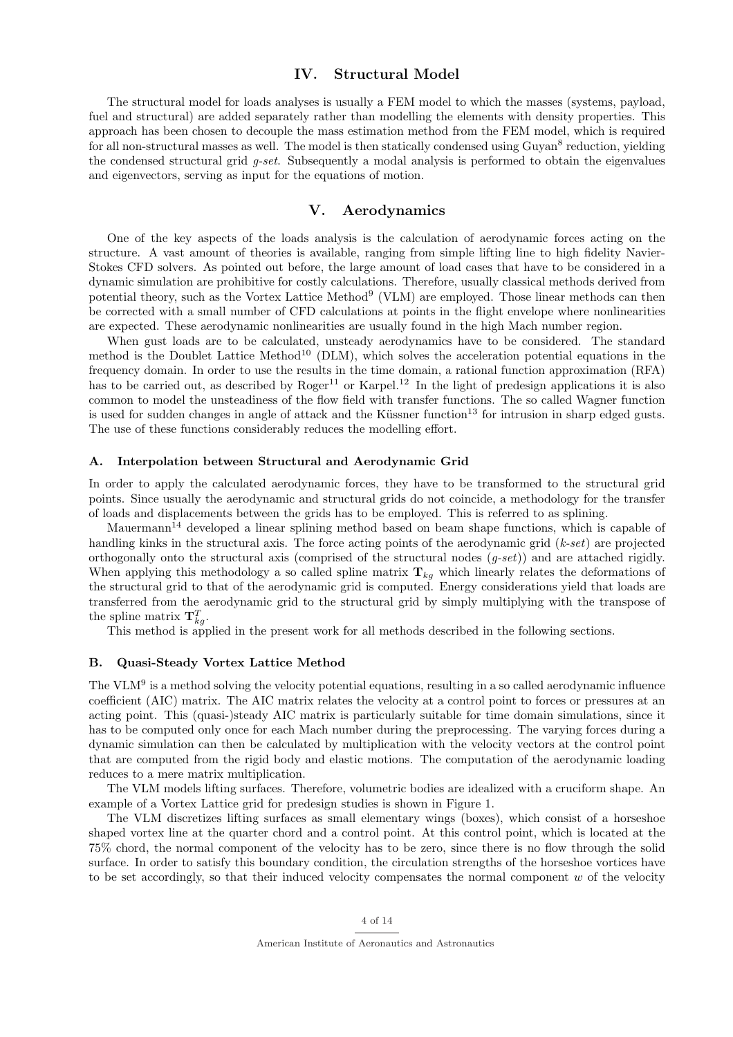## IV. Structural Model

The structural model for loads analyses is usually a FEM model to which the masses (systems, payload, fuel and structural) are added separately rather than modelling the elements with density properties. This approach has been chosen to decouple the mass estimation method from the FEM model, which is required for all non-structural masses as well. The model is then statically condensed using Guyan[8] reduction, yielding the condensed structural grid *g-set*. Subsequently a modal analysis is performed to obtain the eigenvalues and eigenvectors, serving as input for the equations of motion.

## V. Aerodynamics

One of the key aspects of the loads analysis is the calculation of aerodynamic forces acting on the structure. A vast amount of theories is available, ranging from simple lifting line to high fidelity Navier-Stokes CFD solvers. As pointed out before, the large amount of load cases that have to be considered in a dynamic simulation are prohibitive for costly calculations. Therefore, usually classical methods derived from potential theory, such as the Vortex Lattice Method[9] (VLM) are employed. Those linear methods can then be corrected with a small number of CFD calculations at points in the flight envelope where nonlinearities are expected. These aerodynamic nonlinearities are usually found in the high Mach number region.

When gust loads are to be calculated, unsteady aerodynamics have to be considered. The standard method is the Doublet Lattice Method[10] (DLM), which solves the acceleration potential equations in the frequency domain. In order to use the results in the time domain, a rational function approximation (RFA) has to be carried out, as described by Roger[11] or Karpel.[12] In the light of predesign applications it is also common to model the unsteadiness of the flow field with transfer functions. The so called Wagner function is used for sudden changes in angle of attack and the Küssner function[13] for intrusion in sharp edged gusts. The use of these functions considerably reduces the modelling effort.

### A. Interpolation between Structural and Aerodynamic Grid

In order to apply the calculated aerodynamic forces, they have to be transformed to the structural grid points. Since usually the aerodynamic and structural grids do not coincide, a methodology for the transfer of loads and displacements between the grids has to be employed. This is referred to as splining.

Mauermann[14] developed a linear splining method based on beam shape functions, which is capable of handling kinks in the structural axis. The force acting points of the aerodynamic grid (*k-set*) are projected orthogonally onto the structural axis (comprised of the structural nodes (*g-set*)) and are attached rigidly. When applying this methodology a so called spline matrix $\mathbf{T}_{kg}$ which linearly relates the deformations of the structural grid to that of the aerodynamic grid is computed. Energy considerations yield that loads are transferred from the aerodynamic grid to the structural grid by simply multiplying with the transpose of the spline matrix $\mathbf{T}_{kg}^T$.

This method is applied in the present work for all methods described in the following sections.

### B. Quasi-Steady Vortex Lattice Method

The VLM[9] is a method solving the velocity potential equations, resulting in a so called aerodynamic influence coefficient (AIC) matrix. The AIC matrix relates the velocity at a control point to forces or pressures at an acting point. This (quasi-)steady AIC matrix is particularly suitable for time domain simulations, since it has to be computed only once for each Mach number during the preprocessing. The varying forces during a dynamic simulation can then be calculated by multiplication with the velocity vectors at the control point that are computed from the rigid body and elastic motions. The computation of the aerodynamic loading reduces to a mere matrix multiplication.

The VLM models lifting surfaces. Therefore, volumetric bodies are idealized with a cruciform shape. An example of a Vortex Lattice grid for predesign studies is shown in Figure 1.

The VLM discretizes lifting surfaces as small elementary wings (boxes), which consist of a horseshoe shaped vortex line at the quarter chord and a control point. At this control point, which is located at the 75% chord, the normal component of the velocity has to be zero, since there is no flow through the solid surface. In order to satisfy this boundary condition, the circulation strengths of the horseshoe vortices have to be set accordingly, so that their induced velocity compensates the normal component $w$ of the velocity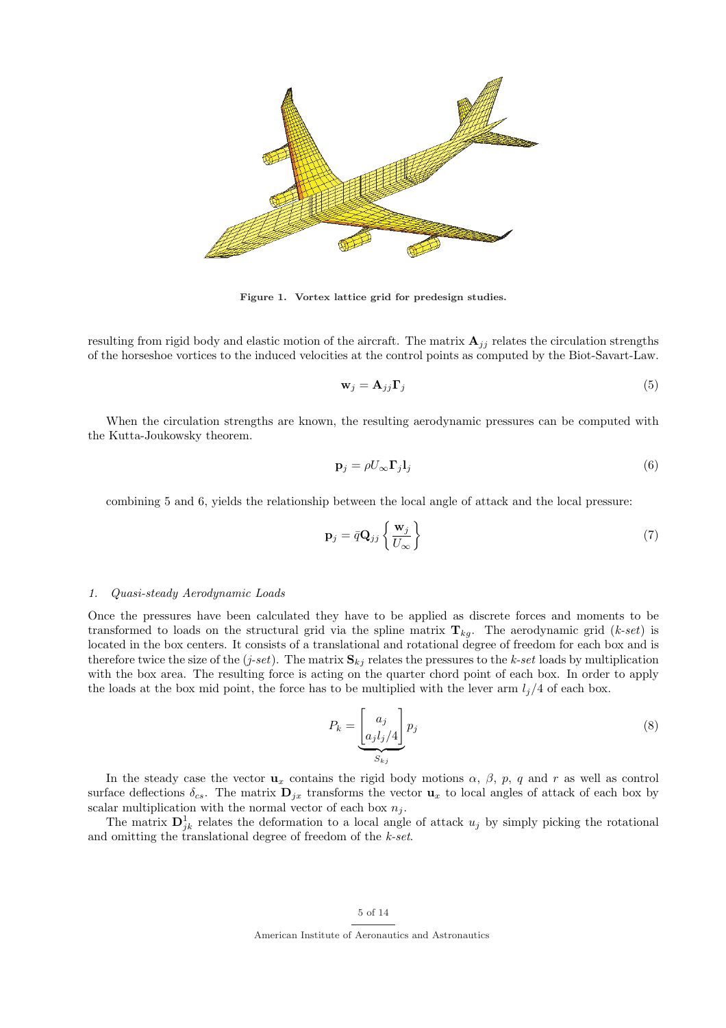Figure 1. Vortex lattice grid for predesign studies.

resulting from rigid body and elastic motion of the aircraft. The matrix $\mathbf{A}_{jj}$ relates the circulation strengths of the horseshoe vortices to the induced velocities at the control points as computed by the Biot-Savart-Law.

$$\mathbf{w}_j = \mathbf{A}_{jj}\mathbf{\Gamma}_j \tag{5}$$

When the circulation strengths are known, the resulting aerodynamic pressures can be computed with the Kutta-Joukowsky theorem.

$$\mathbf{p}_j = \rho U_\infty \mathbf{\Gamma}_j \mathbf{l}_j \tag{6}$$

combining 5 and 6, yields the relationship between the local angle of attack and the local pressure:

$$\mathbf{p}_j = \bar{q}\mathbf{Q}_{jj}\left\{\frac{\mathbf{w}_j}{U_\infty}\right\} \tag{7}$$

### 1. Quasi-steady Aerodynamic Loads

Once the pressures have been calculated they have to be applied as discrete forces and moments to be transformed to loads on the structural grid via the spline matrix $\mathbf{T}_{kg}$. The aerodynamic grid (*k-set*) is located in the box centers. It consists of a translational and rotational degree of freedom for each box and is therefore twice the size of the (*j-set*). The matrix $\mathbf{S}_{kj}$ relates the pressures to the *k-set* loads by multiplication with the box area. The resulting force is acting on the quarter chord point of each box. In order to apply the loads at the box mid point, the force has to be multiplied with the lever arm $l_j/4$ of each box.

$$P_k = \underbrace{\begin{bmatrix} a_j \\ a_j l_j/4 \end{bmatrix}}_{S_{kj}} p_j \tag{8}$$

In the steady case the vector $\mathbf{u}_x$ contains the rigid body motions $\alpha$, $\beta$, $p$, $q$ and $r$ as well as control surface deflections $\delta_{cs}$. The matrix $\mathbf{D}_{jx}$ transforms the vector $\mathbf{u}_x$ to local angles of attack of each box by scalar multiplication with the normal vector of each box $n_j$.

The matrix $\mathbf{D}^1_{jk}$ relates the deformation to a local angle of attack $u_j$ by simply picking the rotational and omitting the translational degree of freedom of the *k-set*.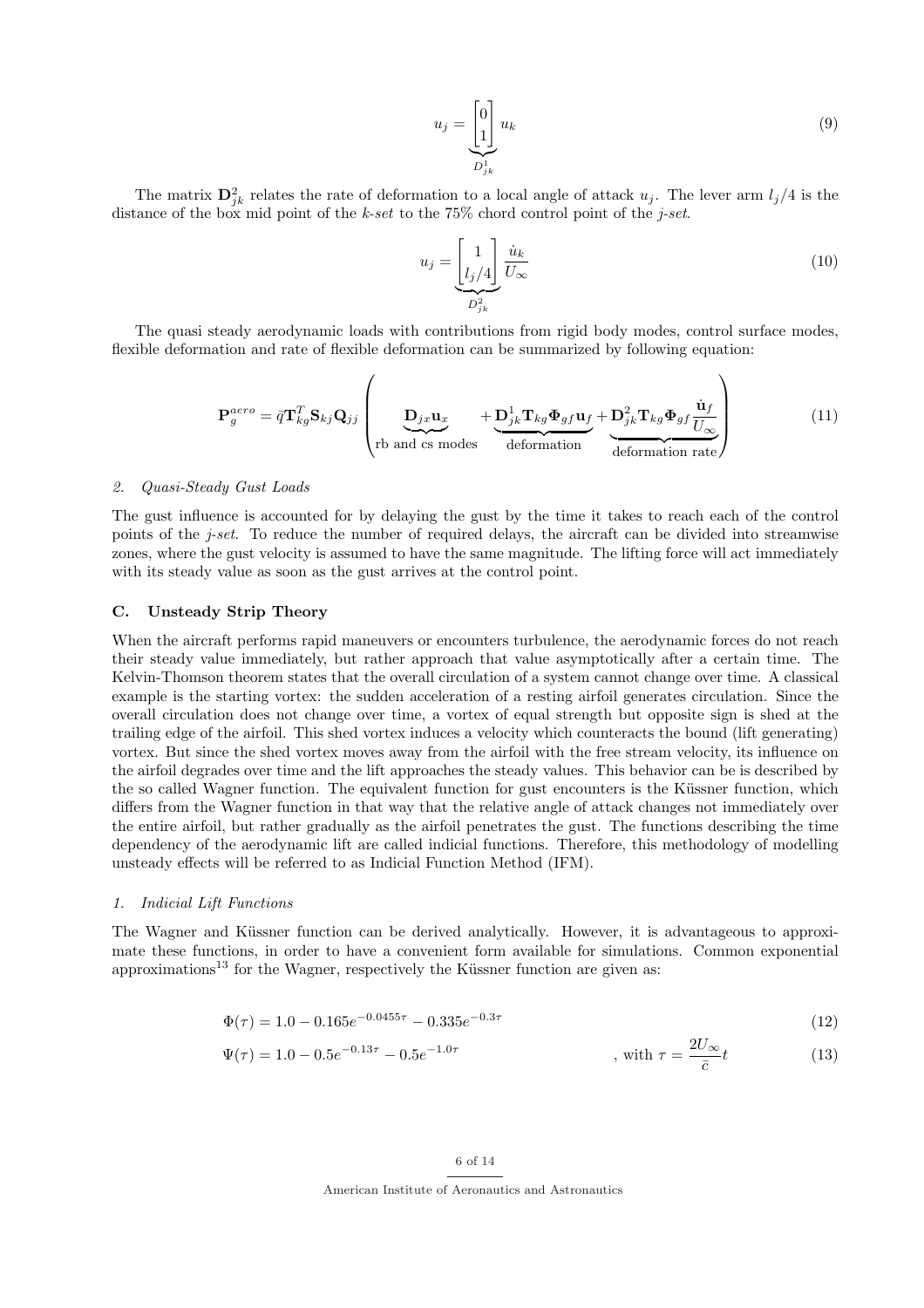$$u_j = \underbrace{\begin{bmatrix} 0 \\ 1 \end{bmatrix}}_{D^1_{jk}} u_k \tag{9}$$

The matrix $\mathbf{D}^2_{jk}$ relates the rate of deformation to a local angle of attack $u_j$. The lever arm $l_j/4$ is the distance of the box mid point of the *k-set* to the 75% chord control point of the *j-set*.

$$u_j = \underbrace{\begin{bmatrix} 1 \\ l_j/4 \end{bmatrix}}_{D^2_{jk}} \frac{\dot{u}_k}{U_\infty} \tag{10}$$

The quasi steady aerodynamic loads with contributions from rigid body modes, control surface modes, flexible deformation and rate of flexible deformation can be summarized by following equation:

$$\mathbf{P}^{aero}_g = \bar{q}\mathbf{T}^T_{kg}\mathbf{S}_{kj}\mathbf{Q}_{jj}\left(\underbrace{\mathbf{D}_{jx}\mathbf{u}_x}_{\text{rb and cs modes}} + \underbrace{\mathbf{D}^1_{jk}\mathbf{T}_{kg}\mathbf{\Phi}_{gf}\mathbf{u}_f}_{\text{deformation}} + \underbrace{\mathbf{D}^2_{jk}\mathbf{T}_{kg}\mathbf{\Phi}_{gf}\frac{\dot{\mathbf{u}}_f}{U_\infty}}_{\text{deformation rate}}\right) \tag{11}$$

#### 2. Quasi-Steady Gust Loads

The gust influence is accounted for by delaying the gust by the time it takes to reach each of the control points of the *j-set*. To reduce the number of required delays, the aircraft can be divided into streamwise zones, where the gust velocity is assumed to have the same magnitude. The lifting force will act immediately with its steady value as soon as the gust arrives at the control point.

### C. Unsteady Strip Theory

When the aircraft performs rapid maneuvers or encounters turbulence, the aerodynamic forces do not reach their steady value immediately, but rather approach that value asymptotically after a certain time. The Kelvin-Thomson theorem states that the overall circulation of a system cannot change over time. A classical example is the starting vortex: the sudden acceleration of a resting airfoil generates circulation. Since the overall circulation does not change over time, a vortex of equal strength but opposite sign is shed at the trailing edge of the airfoil. This shed vortex induces a velocity which counteracts the bound (lift generating) vortex. But since the shed vortex moves away from the airfoil with the free stream velocity, its influence on the airfoil degrades over time and the lift approaches the steady values. This behavior can be is described by the so called Wagner function. The equivalent function for gust encounters is the Küssner function, which differs from the Wagner function in that way that the relative angle of attack changes not immediately over the entire airfoil, but rather gradually as the airfoil penetrates the gust. The functions describing the time dependency of the aerodynamic lift are called indicial functions. Therefore, this methodology of modelling unsteady effects will be referred to as Indicial Function Method (IFM).

#### 1. Indicial Lift Functions

The Wagner and Küssner function can be derived analytically. However, it is advantageous to approximate these functions, in order to have a convenient form available for simulations. Common exponential approximations[13] for the Wagner, respectively the Küssner function are given as:

$$\Phi(\tau) = 1.0 - 0.165e^{-0.0455\tau} - 0.335e^{-0.3\tau} \tag{12}$$

$$\Psi(\tau) = 1.0 - 0.5e^{-0.13\tau} - 0.5e^{-1.0\tau} \qquad \text{, with } \tau = \frac{2U_\infty}{\bar{c}}t \tag{13}$$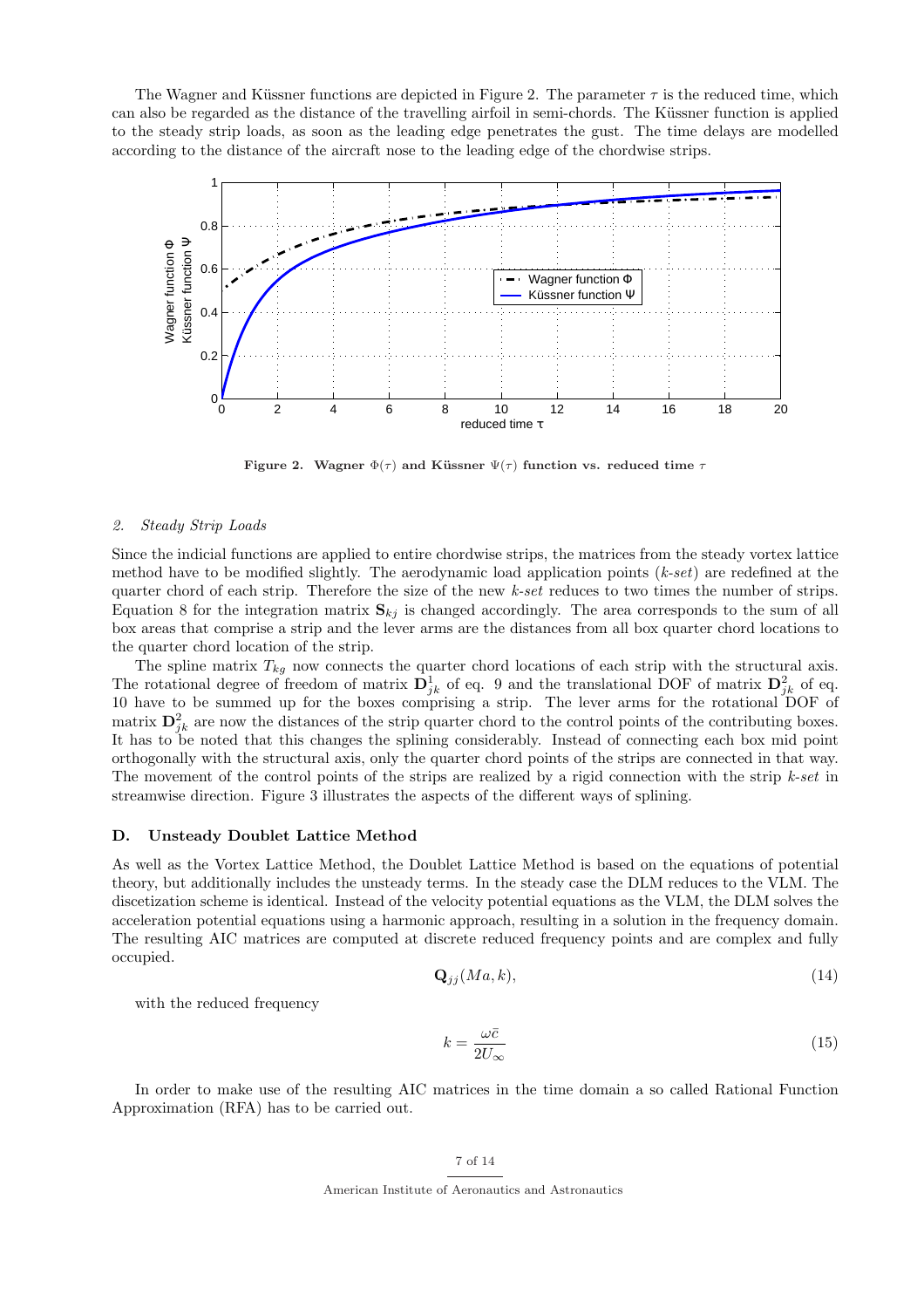The Wagner and Küssner functions are depicted in Figure 2. The parameter $\tau$ is the reduced time, which can also be regarded as the distance of the travelling airfoil in semi-chords. The Küssner function is applied to the steady strip loads, as soon as the leading edge penetrates the gust. The time delays are modelled according to the distance of the aircraft nose to the leading edge of the chordwise strips.

Wagner function Φ
Küssner function Ψ
0
0.2
0.4
0.6
0.8
1
0
2
4
6
8
10
12
14
16
18
20
reduced time τ

**Figure 2. Wagner $\Phi(\tau)$ and Küssner $\Psi(\tau)$ function vs. reduced time $\tau$**

### *2. Steady Strip Loads*

Since the indicial functions are applied to entire chordwise strips, the matrices from the steady vortex lattice method have to be modified slightly. The aerodynamic load application points (*k-set*) are redefined at the quarter chord of each strip. Therefore the size of the new *k-set* reduces to two times the number of strips. Equation 8 for the integration matrix $\mathbf{S}_{kj}$ is changed accordingly. The area corresponds to the sum of all box areas that comprise a strip and the lever arms are the distances from all box quarter chord locations to the quarter chord location of the strip.

The spline matrix $T_{kg}$ now connects the quarter chord locations of each strip with the structural axis. The rotational degree of freedom of matrix $\mathbf{D}^1_{jk}$ of eq. 9 and the translational DOF of matrix $\mathbf{D}^2_{jk}$ of eq. 10 have to be summed up for the boxes comprising a strip. The lever arms for the rotational DOF of matrix $\mathbf{D}^2_{jk}$ are now the distances of the strip quarter chord to the control points of the contributing boxes. It has to be noted that this changes the splining considerably. Instead of connecting each box mid point orthogonally with the structural axis, only the quarter chord points of the strips are connected in that way. The movement of the control points of the strips are realized by a rigid connection with the strip *k-set* in streamwise direction. Figure 3 illustrates the aspects of the different ways of splining.

## D. Unsteady Doublet Lattice Method

As well as the Vortex Lattice Method, the Doublet Lattice Method is based on the equations of potential theory, but additionally includes the unsteady terms. In the steady case the DLM reduces to the VLM. The discetization scheme is identical. Instead of the velocity potential equations as the VLM, the DLM solves the acceleration potential equations using a harmonic approach, resulting in a solution in the frequency domain. The resulting AIC matrices are computed at discrete reduced frequency points and are complex and fully occupied.

$$\mathbf{Q}_{jj}(Ma, k), \tag{14}$$

with the reduced frequency

$$k = \frac{\omega \bar{c}}{2U_\infty} \tag{15}$$

In order to make use of the resulting AIC matrices in the time domain a so called Rational Function Approximation (RFA) has to be carried out.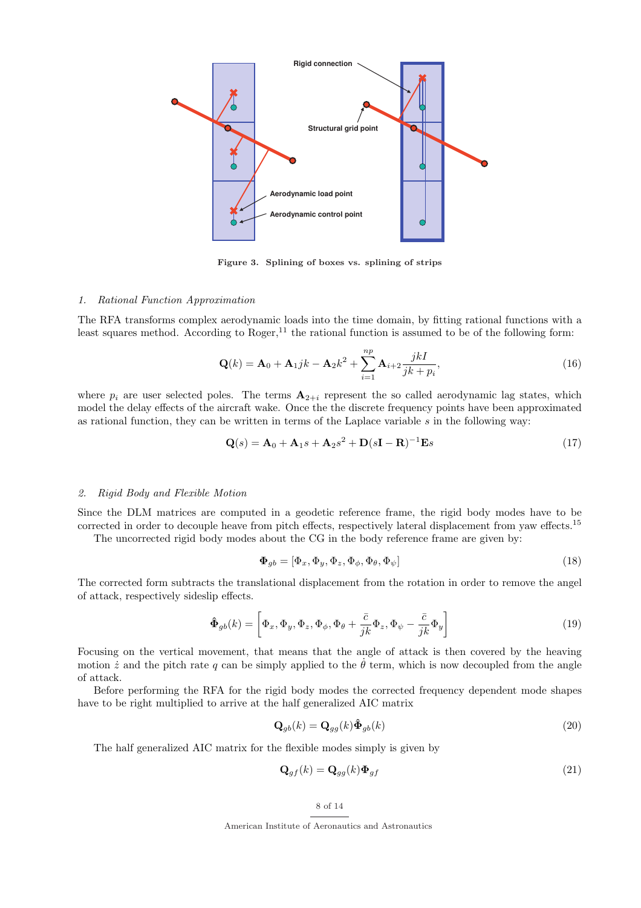Rigid connection

Structural grid point

Aerodynamic load point

Aerodynamic control point

**Figure 3. Splining of boxes vs. splining of strips**

### 1. *Rational Function Approximation*

The RFA transforms complex aerodynamic loads into the time domain, by fitting rational functions with a least squares method. According to Roger,[11] the rational function is assumed to be of the following form:

$$\mathbf{Q}(k) = \mathbf{A}_0 + \mathbf{A}_1 jk - \mathbf{A}_2 k^2 + \sum_{i=1}^{np} \mathbf{A}_{i+2} \frac{jkI}{jk + p_i}, \tag{16}$$

where $p_i$ are user selected poles. The terms $\mathbf{A}_{2+i}$ represent the so called aerodynamic lag states, which model the delay effects of the aircraft wake. Once the the discrete frequency points have been approximated as rational function, they can be written in terms of the Laplace variable $s$ in the following way:

$$\mathbf{Q}(s) = \mathbf{A}_0 + \mathbf{A}_1 s + \mathbf{A}_2 s^2 + \mathbf{D}(s\mathbf{I} - \mathbf{R})^{-1}\mathbf{E}s \tag{17}$$

### 2. *Rigid Body and Flexible Motion*

Since the DLM matrices are computed in a geodetic reference frame, the rigid body modes have to be corrected in order to decouple heave from pitch effects, respectively lateral displacement from yaw effects.[15]

The uncorrected rigid body modes about the CG in the body reference frame are given by:

$$\mathbf{\Phi}_{gb} = [\Phi_x, \Phi_y, \Phi_z, \Phi_\phi, \Phi_\theta, \Phi_\psi] \tag{18}$$

The corrected form subtracts the translational displacement from the rotation in order to remove the angel of attack, respectively sideslip effects.

$$\hat{\mathbf{\Phi}}_{gb}(k) = \left[\Phi_x, \Phi_y, \Phi_z, \Phi_\phi, \Phi_\theta + \frac{\bar{c}}{jk}\Phi_z, \Phi_\psi - \frac{\bar{c}}{jk}\Phi_y\right] \tag{19}$$

Focusing on the vertical movement, that means that the angle of attack is then covered by the heaving motion $\dot{z}$ and the pitch rate $q$ can be simply applied to the $\dot{\theta}$ term, which is now decoupled from the angle of attack.

Before performing the RFA for the rigid body modes the corrected frequency dependent mode shapes have to be right multiplied to arrive at the half generalized AIC matrix

$$\mathbf{Q}_{gb}(k) = \mathbf{Q}_{gg}(k)\hat{\mathbf{\Phi}}_{gb}(k) \tag{20}$$

The half generalized AIC matrix for the flexible modes simply is given by

$$\mathbf{Q}_{gf}(k) = \mathbf{Q}_{gg}(k)\mathbf{\Phi}_{gf} \tag{21}$$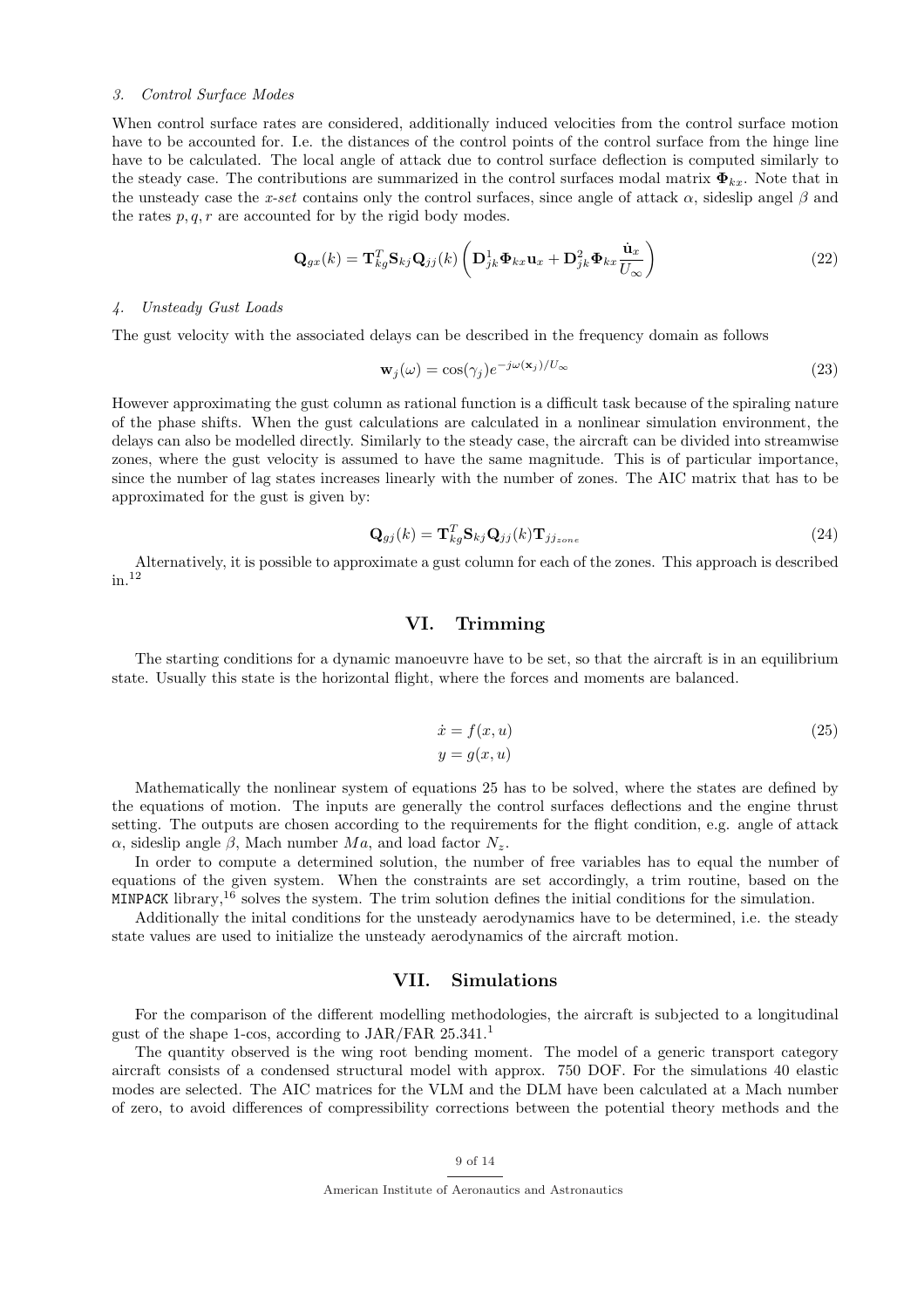### 3. Control Surface Modes

When control surface rates are considered, additionally induced velocities from the control surface motion have to be accounted for. I.e. the distances of the control points of the control surface from the hinge line have to be calculated. The local angle of attack due to control surface deflection is computed similarly to the steady case. The contributions are summarized in the control surfaces modal matrix $\mathbf{\Phi}_{kx}$. Note that in the unsteady case the *x-set* contains only the control surfaces, since angle of attack $\alpha$, sideslip angel $\beta$ and the rates $p, q, r$ are accounted for by the rigid body modes.

$$\mathbf{Q}_{gx}(k) = \mathbf{T}_{kg}^T \mathbf{S}_{kj} \mathbf{Q}_{jj}(k) \left( \mathbf{D}_{jk}^1 \mathbf{\Phi}_{kx} \mathbf{u}_x + \mathbf{D}_{jk}^2 \mathbf{\Phi}_{kx} \frac{\dot{\mathbf{u}}_x}{U_\infty} \right) \tag{22}$$

### 4. Unsteady Gust Loads

The gust velocity with the associated delays can be described in the frequency domain as follows

$$\mathbf{w}_j(\omega) = \cos(\gamma_j) e^{-j\omega(\mathbf{x}_j)/U_\infty} \tag{23}$$

However approximating the gust column as rational function is a difficult task because of the spiraling nature of the phase shifts. When the gust calculations are calculated in a nonlinear simulation environment, the delays can also be modelled directly. Similarly to the steady case, the aircraft can be divided into streamwise zones, where the gust velocity is assumed to have the same magnitude. This is of particular importance, since the number of lag states increases linearly with the number of zones. The AIC matrix that has to be approximated for the gust is given by:

$$\mathbf{Q}_{gj}(k) = \mathbf{T}_{kg}^T \mathbf{S}_{kj} \mathbf{Q}_{jj}(k) \mathbf{T}_{jj_{zone}} \tag{24}$$

Alternatively, it is possible to approximate a gust column for each of the zones. This approach is described in.[12]

## VI. Trimming

The starting conditions for a dynamic manoeuvre have to be set, so that the aircraft is in an equilibrium state. Usually this state is the horizontal flight, where the forces and moments are balanced.

$$\begin{aligned} \dot{x} &= f(x, u) \\ y &= g(x, u) \end{aligned} \tag{25}$$

Mathematically the nonlinear system of equations 25 has to be solved, where the states are defined by the equations of motion. The inputs are generally the control surfaces deflections and the engine thrust setting. The outputs are chosen according to the requirements for the flight condition, e.g. angle of attack $\alpha$, sideslip angle $\beta$, Mach number $Ma$, and load factor $N_z$.

In order to compute a determined solution, the number of free variables has to equal the number of equations of the given system. When the constraints are set accordingly, a trim routine, based on the `MINPACK` library,[16] solves the system. The trim solution defines the initial conditions for the simulation.

Additionally the inital conditions for the unsteady aerodynamics have to be determined, i.e. the steady state values are used to initialize the unsteady aerodynamics of the aircraft motion.

## VII. Simulations

For the comparison of the different modelling methodologies, the aircraft is subjected to a longitudinal gust of the shape 1-cos, according to JAR/FAR 25.341.[1]

The quantity observed is the wing root bending moment. The model of a generic transport category aircraft consists of a condensed structural model with approx. 750 DOF. For the simulations 40 elastic modes are selected. The AIC matrices for the VLM and the DLM have been calculated at a Mach number of zero, to avoid differences of compressibility corrections between the potential theory methods and the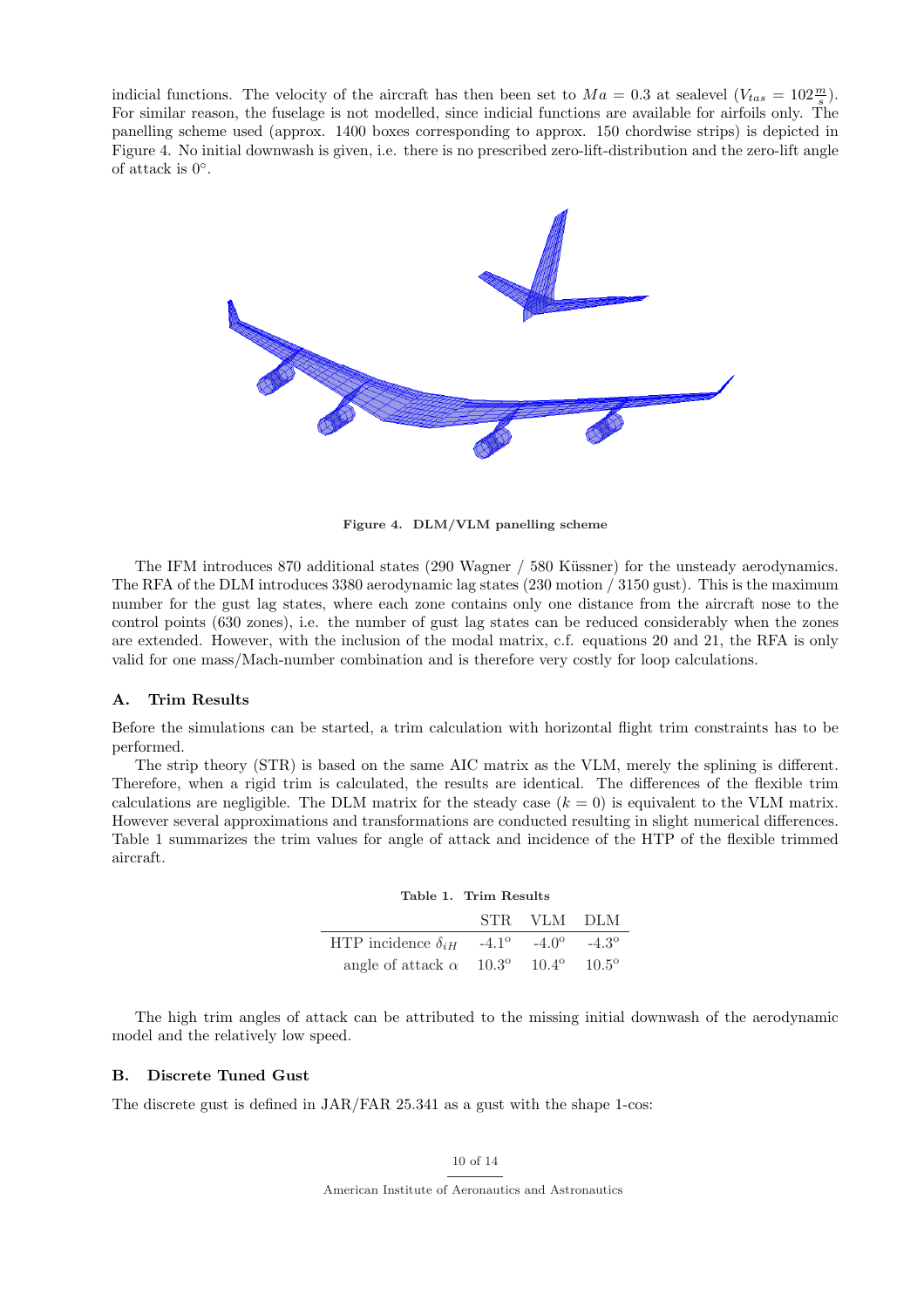indicial functions. The velocity of the aircraft has then been set to $Ma = 0.3$ at sealevel ($V_{tas} = 102\frac{m}{s}$). For similar reason, the fuselage is not modelled, since indicial functions are available for airfoils only. The panelling scheme used (approx. 1400 boxes corresponding to approx. 150 chordwise strips) is depicted in Figure 4. No initial downwash is given, i.e. there is no prescribed zero-lift-distribution and the zero-lift angle of attack is $0°$.

**Figure 4. DLM/VLM panelling scheme**

The IFM introduces 870 additional states (290 Wagner / 580 Küssner) for the unsteady aerodynamics. The RFA of the DLM introduces 3380 aerodynamic lag states (230 motion / 3150 gust). This is the maximum number for the gust lag states, where each zone contains only one distance from the aircraft nose to the control points (630 zones), i.e. the number of gust lag states can be reduced considerably when the zones are extended. However, with the inclusion of the modal matrix, c.f. equations 20 and 21, the RFA is only valid for one mass/Mach-number combination and is therefore very costly for loop calculations.

### A. Trim Results

Before the simulations can be started, a trim calculation with horizontal flight trim constraints has to be performed.

The strip theory (STR) is based on the same AIC matrix as the VLM, merely the splining is different. Therefore, when a rigid trim is calculated, the results are identical. The differences of the flexible trim calculations are negligible. The DLM matrix for the steady case ($k = 0$) is equivalent to the VLM matrix. However several approximations and transformations are conducted resulting in slight numerical differences. Table 1 summarizes the trim values for angle of attack and incidence of the HTP of the flexible trimmed aircraft.

**Table 1. Trim Results**

| | STR | VLM | DLM |
|---|---|---|---|
| HTP incidence $\delta_{iH}$ | -4.1$^o$ | -4.0$^o$ | -4.3$^o$ |
| angle of attack $\alpha$ | 10.3$^o$ | 10.4$^o$ | 10.5$^o$ |

The high trim angles of attack can be attributed to the missing initial downwash of the aerodynamic model and the relatively low speed.

### B. Discrete Tuned Gust

The discrete gust is defined in JAR/FAR 25.341 as a gust with the shape 1-cos: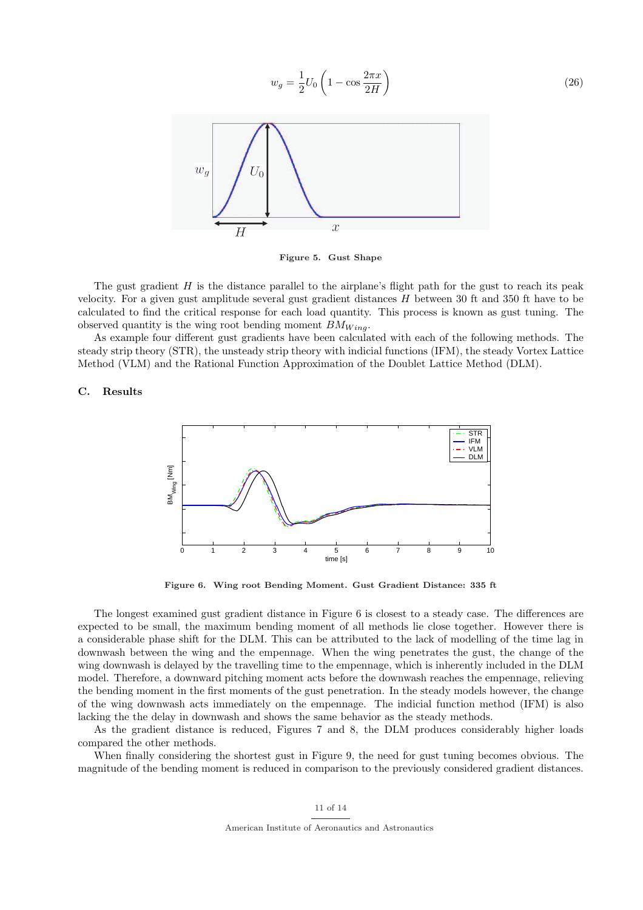$$w_g = \frac{1}{2}U_0\left(1 - \cos\frac{2\pi x}{2H}\right) \tag{26}$$

$w_g$

$U_0$

$H$

$x$

**Figure 5. Gust Shape**

The gust gradient $H$ is the distance parallel to the airplane's flight path for the gust to reach its peak velocity. For a given gust amplitude several gust gradient distances $H$ between 30 ft and 350 ft have to be calculated to find the critical response for each load quantity. This process is known as gust tuning. The observed quantity is the wing root bending moment $BM_{Wing}$.

As example four different gust gradients have been calculated with each of the following methods. The steady strip theory (STR), the unsteady strip theory with indicial functions (IFM), the steady Vortex Lattice Method (VLM) and the Rational Function Approximation of the Doublet Lattice Method (DLM).

## C. Results

STR
IFM
VLM
DLM

BM$_{Wing}$ [Nm]

0 1 2 3 4 5 6 7 8 9 10

time [s]

**Figure 6. Wing root Bending Moment. Gust Gradient Distance: 335 ft**

The longest examined gust gradient distance in Figure 6 is closest to a steady case. The differences are expected to be small, the maximum bending moment of all methods lie close together. However there is a considerable phase shift for the DLM. This can be attributed to the lack of modelling of the time lag in downwash between the wing and the empennage. When the wing penetrates the gust, the change of the wing downwash is delayed by the travelling time to the empennage, which is inherently included in the DLM model. Therefore, a downward pitching moment acts before the downwash reaches the empennage, relieving the bending moment in the first moments of the gust penetration. In the steady models however, the change of the wing downwash acts immediately on the empennage. The indicial function method (IFM) is also lacking the the delay in downwash and shows the same behavior as the steady methods.

As the gradient distance is reduced, Figures 7 and 8, the DLM produces considerably higher loads compared the other methods.

When finally considering the shortest gust in Figure 9, the need for gust tuning becomes obvious. The magnitude of the bending moment is reduced in comparison to the previously considered gradient distances.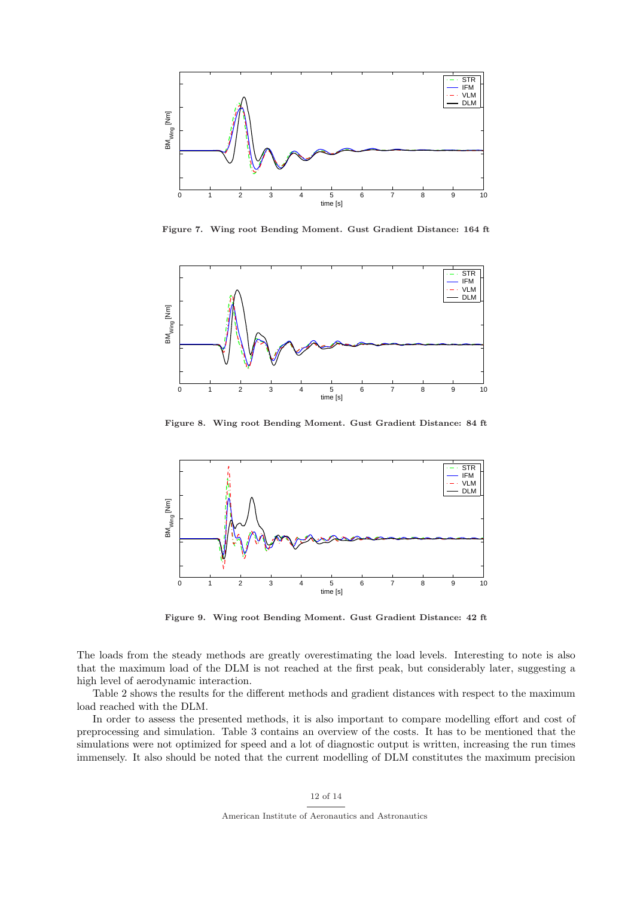STR
IFM
VLM
DLM

$BM_{Wing}$ [Nm]

0 1 2 3 4 5 6 7 8 9 10

time [s]

**Figure 7. Wing root Bending Moment. Gust Gradient Distance: 164 ft**

STR
IFM
VLM
DLM

$BM_{Wing}$ [Nm]

0 1 2 3 4 5 6 7 8 9 10

time [s]

**Figure 8. Wing root Bending Moment. Gust Gradient Distance: 84 ft**

STR
IFM
VLM
DLM

$BM_{Wing}$ [Nm]

0 1 2 3 4 5 6 7 8 9 10

time [s]

**Figure 9. Wing root Bending Moment. Gust Gradient Distance: 42 ft**

The loads from the steady methods are greatly overestimating the load levels. Interesting to note is also that the maximum load of the DLM is not reached at the first peak, but considerably later, suggesting a high level of aerodynamic interaction.

Table 2 shows the results for the different methods and gradient distances with respect to the maximum load reached with the DLM.

In order to assess the presented methods, it is also important to compare modelling effort and cost of preprocessing and simulation. Table 3 contains an overview of the costs. It has to be mentioned that the simulations were not optimized for speed and a lot of diagnostic output is written, increasing the run times immensely. It also should be noted that the current modelling of DLM constitutes the maximum precision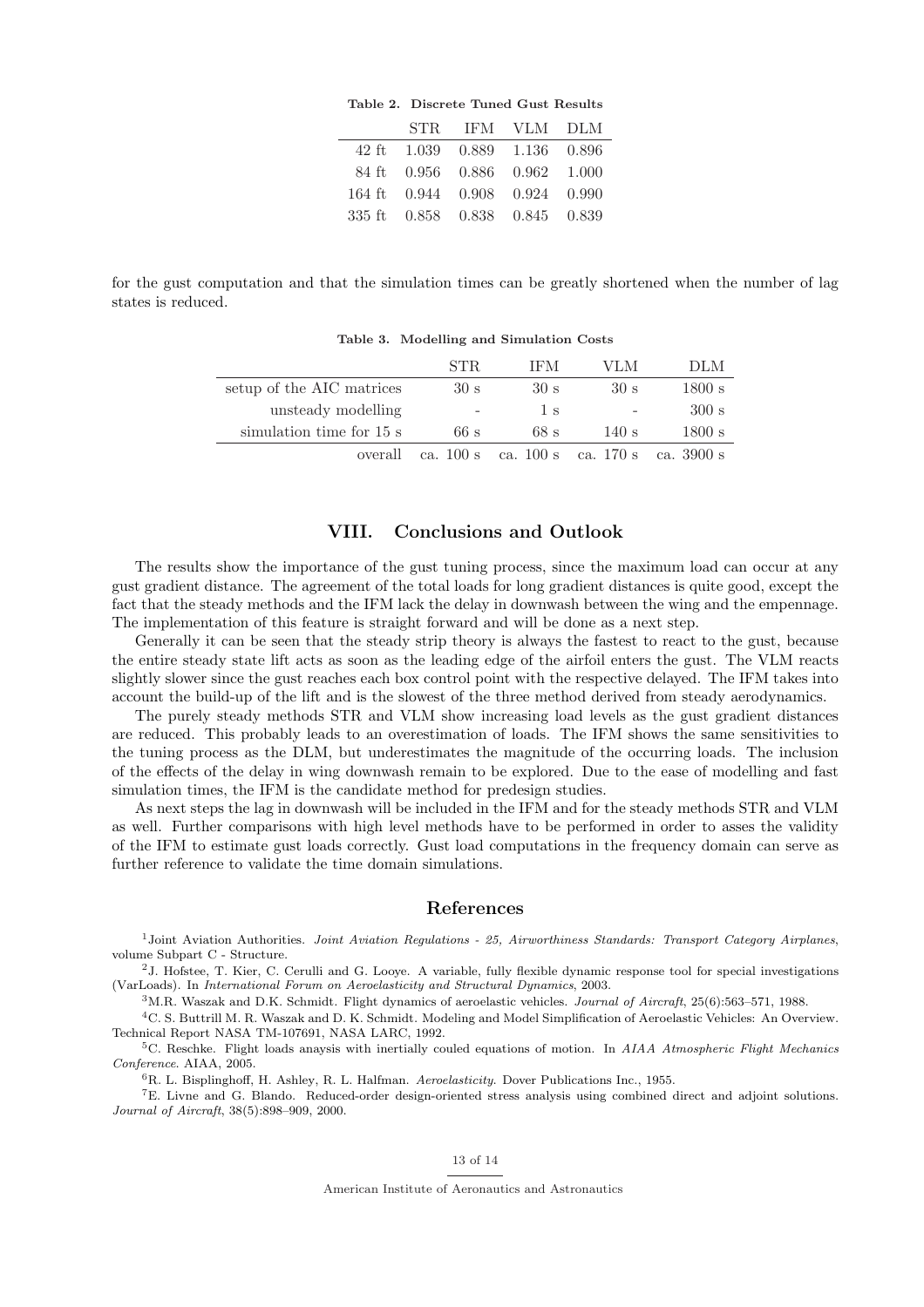**Table 2. Discrete Tuned Gust Results**

| | STR | IFM | VLM | DLM |
|---|---|---|---|---|
| 42 ft | 1.039 | 0.889 | 1.136 | 0.896 |
| 84 ft | 0.956 | 0.886 | 0.962 | 1.000 |
| 164 ft | 0.944 | 0.908 | 0.924 | 0.990 |
| 335 ft | 0.858 | 0.838 | 0.845 | 0.839 |

for the gust computation and that the simulation times can be greatly shortened when the number of lag states is reduced.

**Table 3. Modelling and Simulation Costs**

| | STR | IFM | VLM | DLM |
|---|---|---|---|---|
| setup of the AIC matrices | 30 s | 30 s | 30 s | 1800 s |
| unsteady modelling | - | 1 s | - | 300 s |
| simulation time for 15 s | 66 s | 68 s | 140 s | 1800 s |
| overall | ca. 100 s | ca. 100 s | ca. 170 s | ca. 3900 s |

## VIII. Conclusions and Outlook

The results show the importance of the gust tuning process, since the maximum load can occur at any gust gradient distance. The agreement of the total loads for long gradient distances is quite good, except the fact that the steady methods and the IFM lack the delay in downwash between the wing and the empennage. The implementation of this feature is straight forward and will be done as a next step.

Generally it can be seen that the steady strip theory is always the fastest to react to the gust, because the entire steady state lift acts as soon as the leading edge of the airfoil enters the gust. The VLM reacts slightly slower since the gust reaches each box control point with the respective delayed. The IFM takes into account the build-up of the lift and is the slowest of the three method derived from steady aerodynamics.

The purely steady methods STR and VLM show increasing load levels as the gust gradient distances are reduced. This probably leads to an overestimation of loads. The IFM shows the same sensitivities to the tuning process as the DLM, but underestimates the magnitude of the occurring loads. The inclusion of the effects of the delay in wing downwash remain to be explored. Due to the ease of modelling and fast simulation times, the IFM is the candidate method for predesign studies.

As next steps the lag in downwash will be included in the IFM and for the steady methods STR and VLM as well. Further comparisons with high level methods have to be performed in order to asses the validity of the IFM to estimate gust loads correctly. Gust load computations in the frequency domain can serve as further reference to validate the time domain simulations.

## References

[1] Joint Aviation Authorities. *Joint Aviation Regulations - 25, Airworthiness Standards: Transport Category Airplanes*, volume Subpart C - Structure.

[2] J. Hofstee, T. Kier, C. Cerulli and G. Looye. A variable, fully flexible dynamic response tool for special investigations (VarLoads). In *International Forum on Aeroelasticity and Structural Dynamics*, 2003.

[3] M.R. Waszak and D.K. Schmidt. Flight dynamics of aeroelastic vehicles. *Journal of Aircraft*, 25(6):563–571, 1988.

[4] C. S. Buttrill M. R. Waszak and D. K. Schmidt. Modeling and Model Simplification of Aeroelastic Vehicles: An Overview. Technical Report NASA TM-107691, NASA LARC, 1992.

[5] C. Reschke. Flight loads anaysis with inertially couled equations of motion. In *AIAA Atmospheric Flight Mechanics Conference*. AIAA, 2005.

[6] R. L. Bisplinghoff, H. Ashley, R. L. Halfman. *Aeroelasticity*. Dover Publications Inc., 1955.

[7] E. Livne and G. Blando. Reduced-order design-oriented stress analysis using combined direct and adjoint solutions. *Journal of Aircraft*, 38(5):898–909, 2000.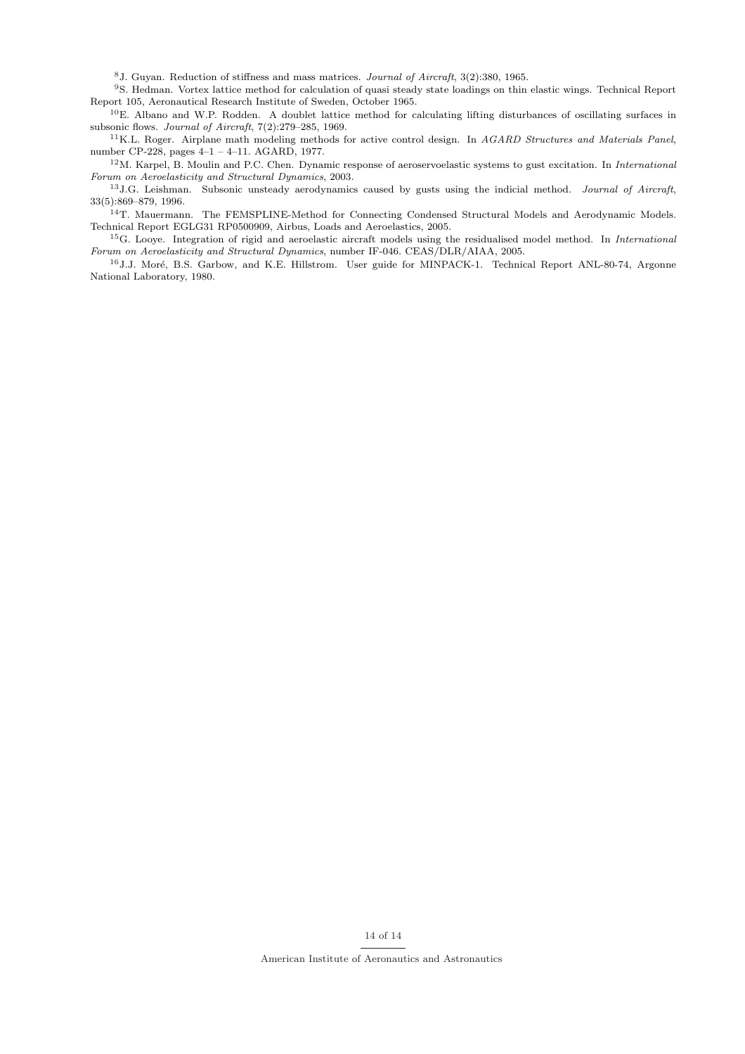[8]J. Guyan. Reduction of stiffness and mass matrices. *Journal of Aircraft*, 3(2):380, 1965.

[9]S. Hedman. Vortex lattice method for calculation of quasi steady state loadings on thin elastic wings. Technical Report Report 105, Aeronautical Research Institute of Sweden, October 1965.

[10]E. Albano and W.P. Rodden. A doublet lattice method for calculating lifting disturbances of oscillating surfaces in subsonic flows. *Journal of Aircraft*, 7(2):279–285, 1969.

[11]K.L. Roger. Airplane math modeling methods for active control design. In *AGARD Structures and Materials Panel*, number CP-228, pages 4–1 – 4–11. AGARD, 1977.

[12]M. Karpel, B. Moulin and P.C. Chen. Dynamic response of aeroservoelastic systems to gust excitation. In *International Forum on Aeroelasticity and Structural Dynamics*, 2003.

[13]J.G. Leishman. Subsonic unsteady aerodynamics caused by gusts using the indicial method. *Journal of Aircraft*, 33(5):869–879, 1996.

[14]T. Mauermann. The FEMSPLINE-Method for Connecting Condensed Structural Models and Aerodynamic Models. Technical Report EGLG31 RP0500909, Airbus, Loads and Aeroelastics, 2005.

[15]G. Looye. Integration of rigid and aeroelastic aircraft models using the residualised model method. In *International Forum on Aeroelasticity and Structural Dynamics*, number IF-046. CEAS/DLR/AIAA, 2005.

[16]J.J. Moré, B.S. Garbow, and K.E. Hillstrom. User guide for MINPACK-1. Technical Report ANL-80-74, Argonne National Laboratory, 1980.